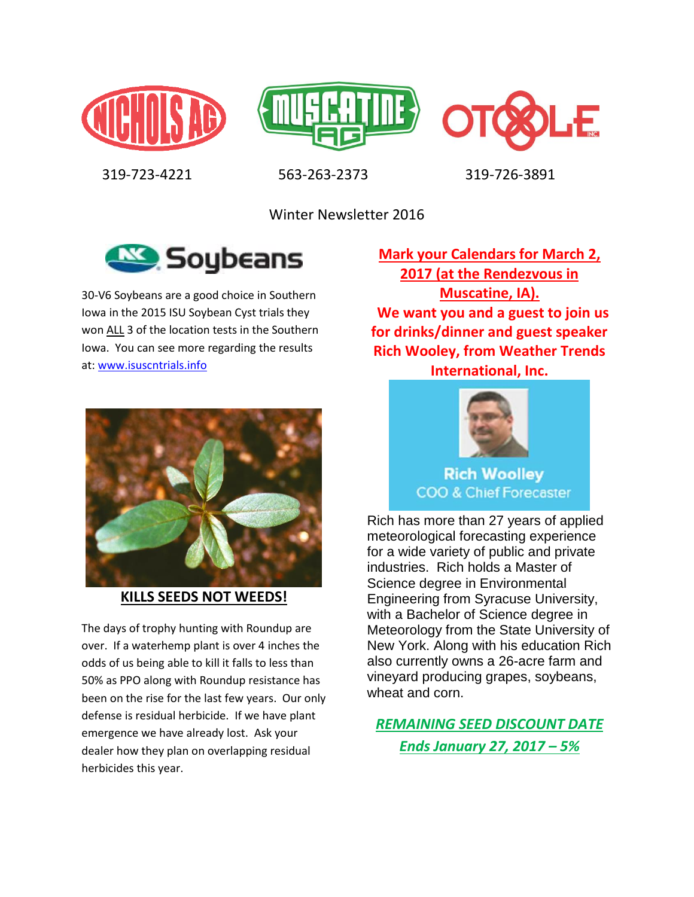NICHOLS AG — 319-723-4221

MUSCATINE AG — 563-263-2373

OTOLE INC. — 319-726-3891

Winter Newsletter 2016

## NK Soybeans

30-V6 Soybeans are a good choice in Southern Iowa in the 2015 ISU Soybean Cyst trials they won ALL 3 of the location tests in the Southern Iowa. You can see more regarding the results at: www.isuscntrials.info

**KILLS SEEDS NOT WEEDS!**

The days of trophy hunting with Roundup are over. If a waterhemp plant is over 4 inches the odds of us being able to kill it falls to less than 50% as PPO along with Roundup resistance has been on the rise for the last few years. Our only defense is residual herbicide. If we have plant emergence we have already lost. Ask your dealer how they plan on overlapping residual herbicides this year.

**Mark your Calendars for March 2, 2017 (at the Rendezvous in Muscatine, IA).**

**We want you and a guest to join us for drinks/dinner and guest speaker Rich Wooley, from Weather Trends International, Inc.**

Rich Woolley
COO & Chief Forecaster

Rich has more than 27 years of applied meteorological forecasting experience for a wide variety of public and private industries. Rich holds a Master of Science degree in Environmental Engineering from Syracuse University, with a Bachelor of Science degree in Meteorology from the State University of New York. Along with his education Rich also currently owns a 26-acre farm and vineyard producing grapes, soybeans, wheat and corn.

***REMAINING SEED DISCOUNT DATE***

***Ends January 27, 2017 – 5%***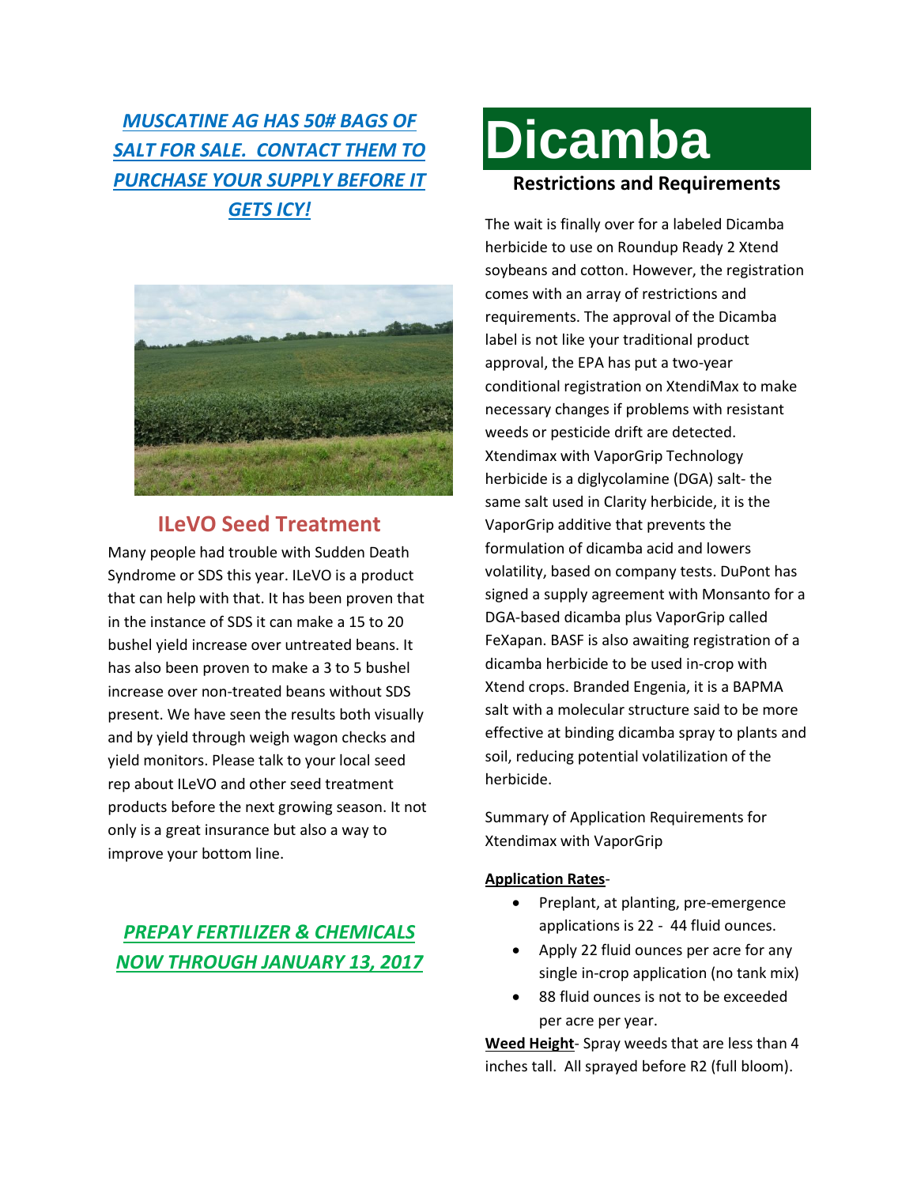***MUSCATINE AG HAS 50# BAGS OF SALT FOR SALE. CONTACT THEM TO PURCHASE YOUR SUPPLY BEFORE IT GETS ICY!***

## ILeVO Seed Treatment

Many people had trouble with Sudden Death Syndrome or SDS this year. ILeVO is a product that can help with that. It has been proven that in the instance of SDS it can make a 15 to 20 bushel yield increase over untreated beans. It has also been proven to make a 3 to 5 bushel increase over non-treated beans without SDS present. We have seen the results both visually and by yield through weigh wagon checks and yield monitors. Please talk to your local seed rep about ILeVO and other seed treatment products before the next growing season. It not only is a great insurance but also a way to improve your bottom line.

***PREPAY FERTILIZER & CHEMICALS NOW THROUGH JANUARY 13, 2017***

# Dicamba

### Restrictions and Requirements

The wait is finally over for a labeled Dicamba herbicide to use on Roundup Ready 2 Xtend soybeans and cotton. However, the registration comes with an array of restrictions and requirements. The approval of the Dicamba label is not like your traditional product approval, the EPA has put a two-year conditional registration on XtendiMax to make necessary changes if problems with resistant weeds or pesticide drift are detected. Xtendimax with VaporGrip Technology herbicide is a diglycolamine (DGA) salt- the same salt used in Clarity herbicide, it is the VaporGrip additive that prevents the formulation of dicamba acid and lowers volatility, based on company tests. DuPont has signed a supply agreement with Monsanto for a DGA-based dicamba plus VaporGrip called FeXapan. BASF is also awaiting registration of a dicamba herbicide to be used in-crop with Xtend crops. Branded Engenia, it is a BAPMA salt with a molecular structure said to be more effective at binding dicamba spray to plants and soil, reducing potential volatilization of the herbicide.

Summary of Application Requirements for Xtendimax with VaporGrip

**Application Rates**-

- Preplant, at planting, pre-emergence applications is 22 - 44 fluid ounces.
- Apply 22 fluid ounces per acre for any single in-crop application (no tank mix)
- 88 fluid ounces is not to be exceeded per acre per year.

**Weed Height**- Spray weeds that are less than 4 inches tall. All sprayed before R2 (full bloom).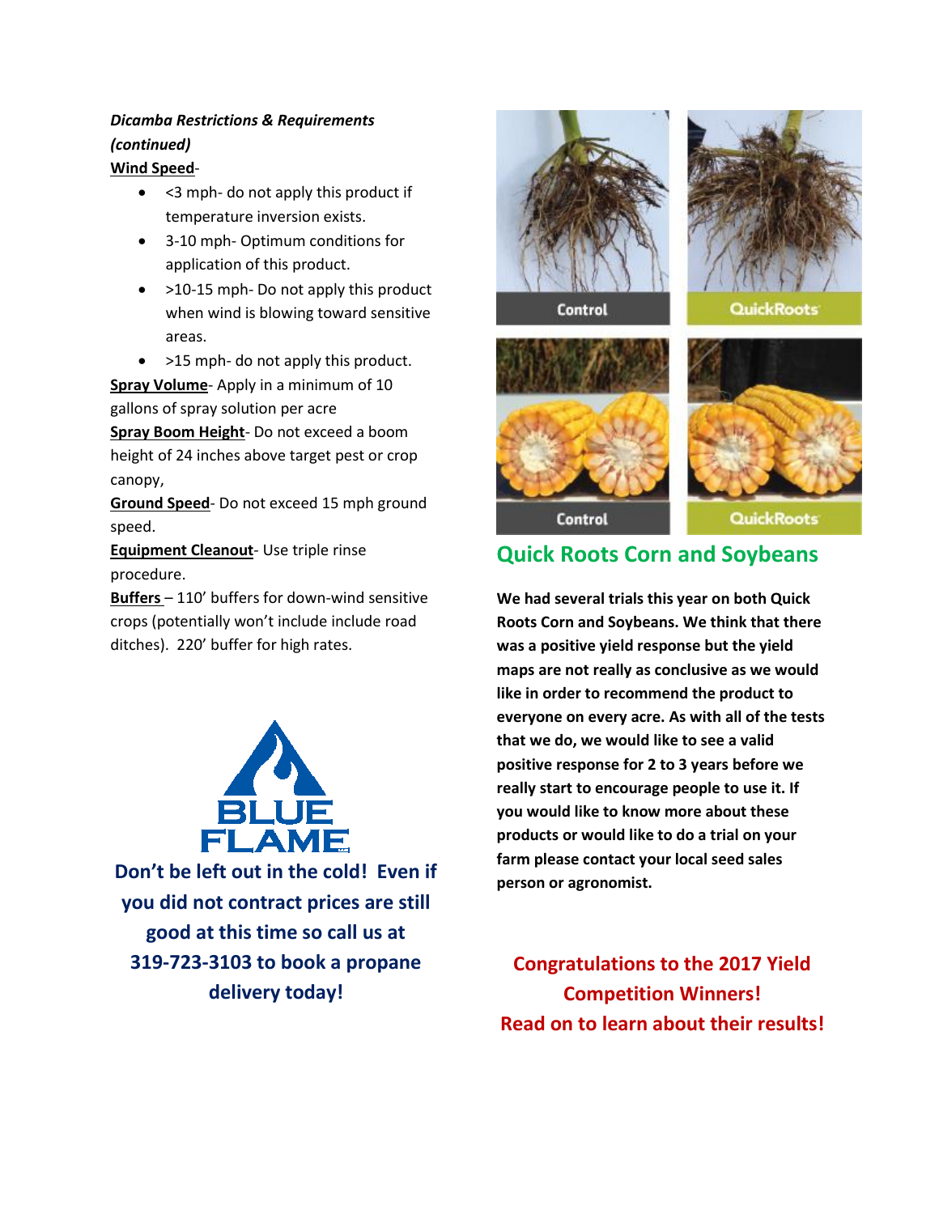***Dicamba Restrictions & Requirements (continued)***

**Wind Speed**-

- <3 mph- do not apply this product if temperature inversion exists.
- 3-10 mph- Optimum conditions for application of this product.
- >10-15 mph- Do not apply this product when wind is blowing toward sensitive areas.
- >15 mph- do not apply this product.

**Spray Volume**- Apply in a minimum of 10 gallons of spray solution per acre

**Spray Boom Height**- Do not exceed a boom height of 24 inches above target pest or crop canopy,

**Ground Speed**- Do not exceed 15 mph ground speed.

**Equipment Cleanout**- Use triple rinse procedure.

**Buffers** – 110' buffers for down-wind sensitive crops (potentially won't include include road ditches). 220' buffer for high rates.

**Don't be left out in the cold! Even if you did not contract prices are still good at this time so call us at 319-723-3103 to book a propane delivery today!**

## Quick Roots Corn and Soybeans

**We had several trials this year on both Quick Roots Corn and Soybeans. We think that there was a positive yield response but the yield maps are not really as conclusive as we would like in order to recommend the product to everyone on every acre. As with all of the tests that we do, we would like to see a valid positive response for 2 to 3 years before we really start to encourage people to use it. If you would like to know more about these products or would like to do a trial on your farm please contact your local seed sales person or agronomist.**

**Congratulations to the 2017 Yield Competition Winners!**
**Read on to learn about their results!**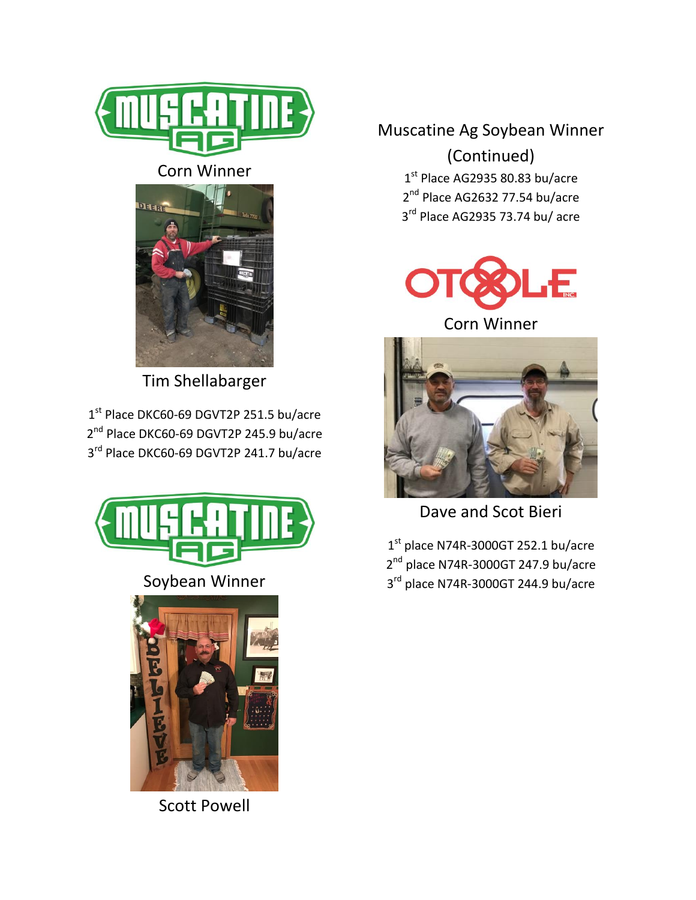## Muscatine Ag

### Corn Winner

Tim Shellabarger

1st Place DKC60-69 DGVT2P 251.5 bu/acre
2nd Place DKC60-69 DGVT2P 245.9 bu/acre
3rd Place DKC60-69 DGVT2P 241.7 bu/acre

## Muscatine Ag

### Soybean Winner

Scott Powell

### Muscatine Ag Soybean Winner (Continued)

1st Place AG2935 80.83 bu/acre
2nd Place AG2632 77.54 bu/acre
3rd Place AG2935 73.74 bu/ acre

## OTOOLE INC

### Corn Winner

Dave and Scot Bieri

1st place N74R-3000GT 252.1 bu/acre
2nd place N74R-3000GT 247.9 bu/acre
3rd place N74R-3000GT 244.9 bu/acre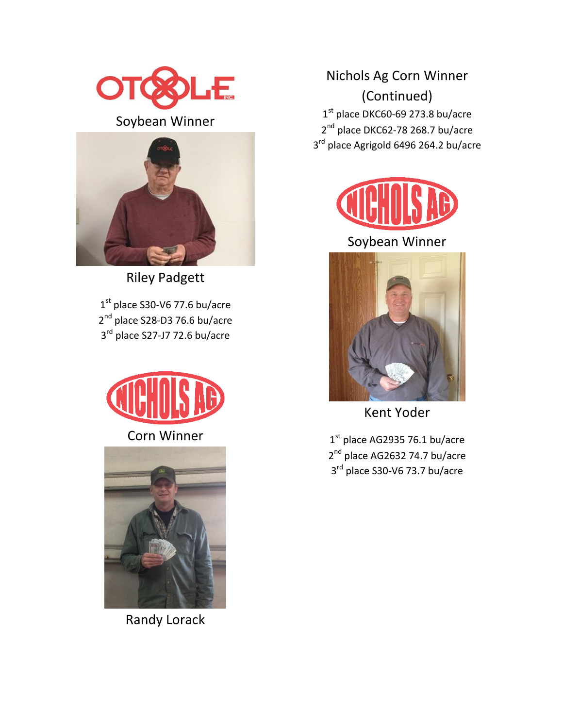OTOOLE

## Soybean Winner

Riley Padgett

1st place S30-V6 77.6 bu/acre
2nd place S28-D3 76.6 bu/acre
3rd place S27-J7 72.6 bu/acre

NICHOLS AG

## Corn Winner

Randy Lorack

## Nichols Ag Corn Winner (Continued)

1st place DKC60-69 273.8 bu/acre
2nd place DKC62-78 268.7 bu/acre
3rd place Agrigold 6496 264.2 bu/acre

NICHOLS AG

## Soybean Winner

Kent Yoder

1st place AG2935 76.1 bu/acre
2nd place AG2632 74.7 bu/acre
3rd place S30-V6 73.7 bu/acre